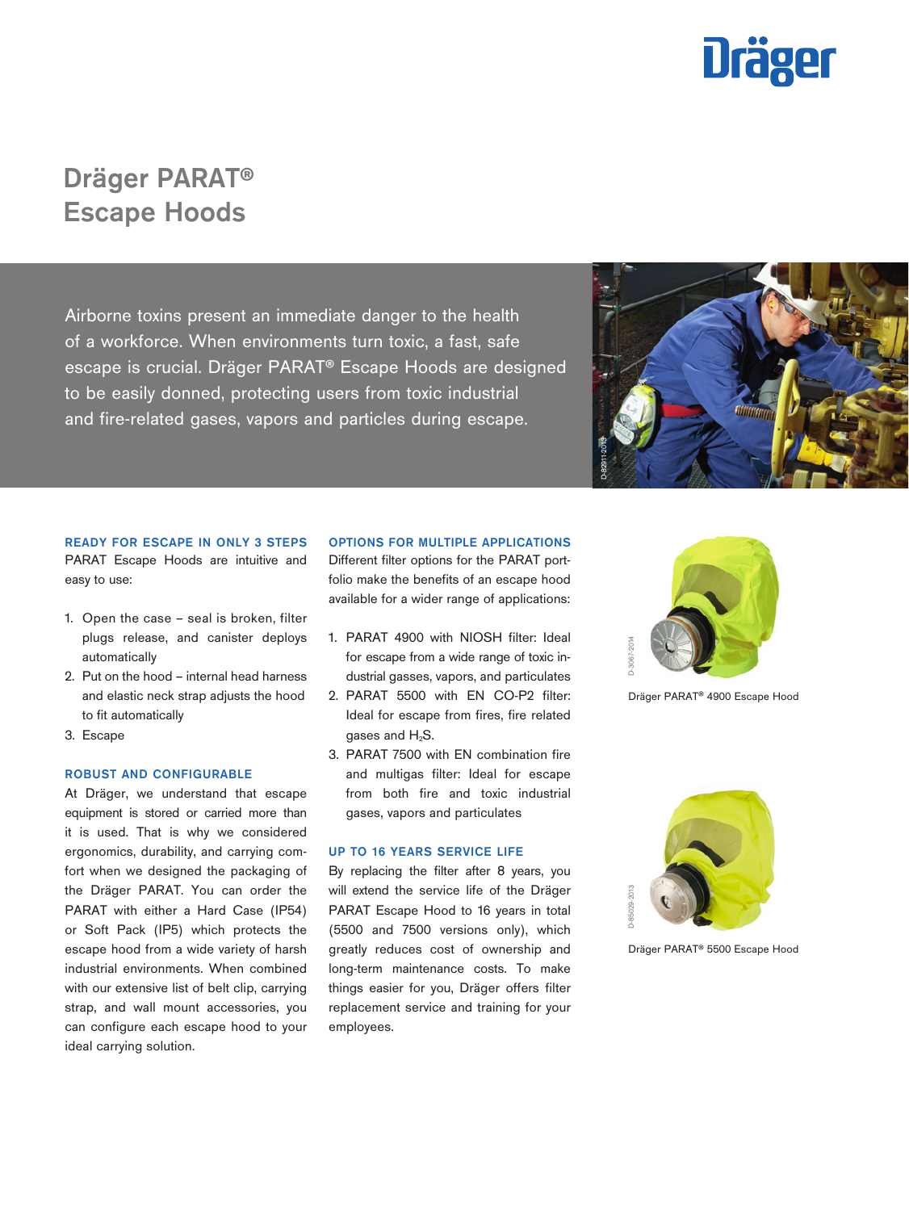# Dräger PARAT® Escape Hoods

Airborne toxins present an immediate danger to the health of a workforce. When environments turn toxic, a fast, safe escape is crucial. Dräger PARAT® Escape Hoods are designed to be easily donned, protecting users from toxic industrial and fire-related gases, vapors and particles during escape.

### READY FOR ESCAPE IN ONLY 3 STEPS

PARAT Escape Hoods are intuitive and easy to use:

1. Open the case – seal is broken, filter plugs release, and canister deploys automatically
2. Put on the hood – internal head harness and elastic neck strap adjusts the hood to fit automatically
3. Escape

### ROBUST AND CONFIGURABLE

At Dräger, we understand that escape equipment is stored or carried more than it is used. That is why we considered ergonomics, durability, and carrying comfort when we designed the packaging of the Dräger PARAT. You can order the PARAT with either a Hard Case (IP54) or Soft Pack (IP5) which protects the escape hood from a wide variety of harsh industrial environments. When combined with our extensive list of belt clip, carrying strap, and wall mount accessories, you can configure each escape hood to your ideal carrying solution.

### OPTIONS FOR MULTIPLE APPLICATIONS

Different filter options for the PARAT portfolio make the benefits of an escape hood available for a wider range of applications:

1. PARAT 4900 with NIOSH filter: Ideal for escape from a wide range of toxic industrial gasses, vapors, and particulates
2. PARAT 5500 with EN CO-P2 filter: Ideal for escape from fires, fire related gases and $H_2S$.
3. PARAT 7500 with EN combination fire and multigas filter: Ideal for escape from both fire and toxic industrial gases, vapors and particulates

### UP TO 16 YEARS SERVICE LIFE

By replacing the filter after 8 years, you will extend the service life of the Dräger PARAT Escape Hood to 16 years in total (5500 and 7500 versions only), which greatly reduces cost of ownership and long-term maintenance costs. To make things easier for you, Dräger offers filter replacement service and training for your employees.

Dräger PARAT® 4900 Escape Hood

Dräger PARAT® 5500 Escape Hood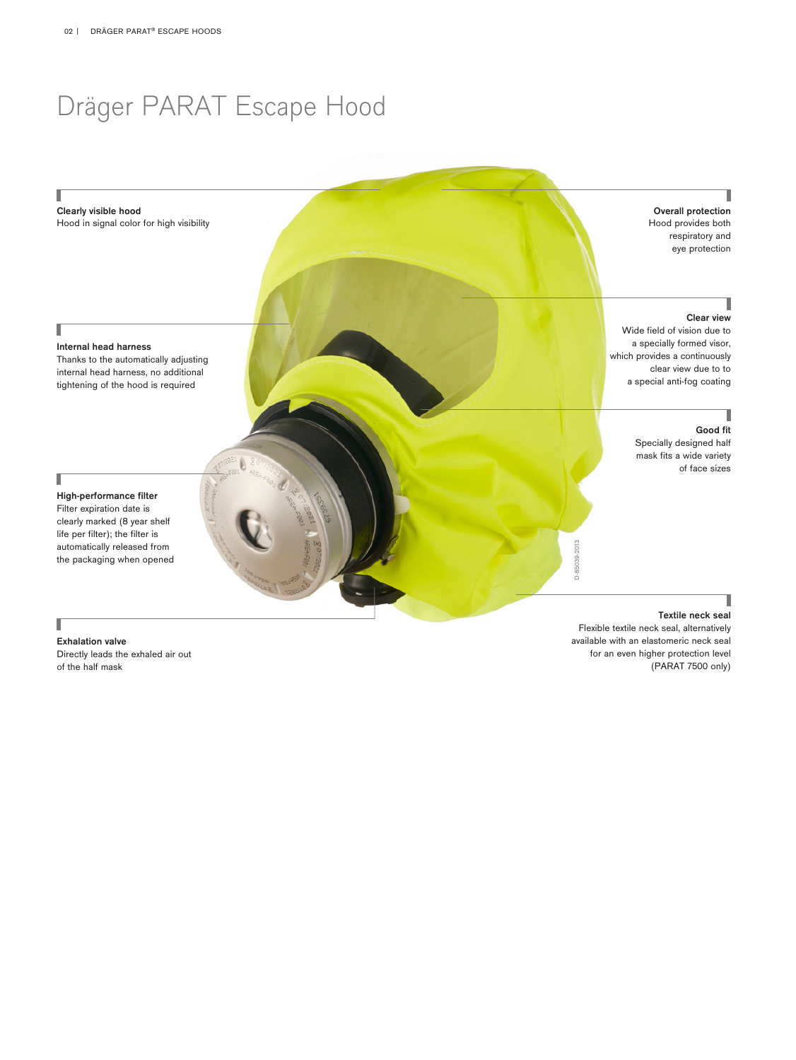# Dräger PARAT Escape Hood

**Clearly visible hood**
Hood in signal color for high visibility

**Overall protection**
Hood provides both respiratory and eye protection

**Internal head harness**
Thanks to the automatically adjusting internal head harness, no additional tightening of the hood is required

**Clear view**
Wide field of vision due to a specially formed visor, which provides a continuously clear view due to to a special anti-fog coating

**Good fit**
Specially designed half mask fits a wide variety of face sizes

**High-performance filter**
Filter expiration date is clearly marked (8 year shelf life per filter); the filter is automatically released from the packaging when opened

D-85039-2013

**Exhalation valve**
Directly leads the exhaled air out of the half mask

**Textile neck seal**
Flexible textile neck seal, alternatively available with an elastomeric neck seal for an even higher protection level (PARAT 7500 only)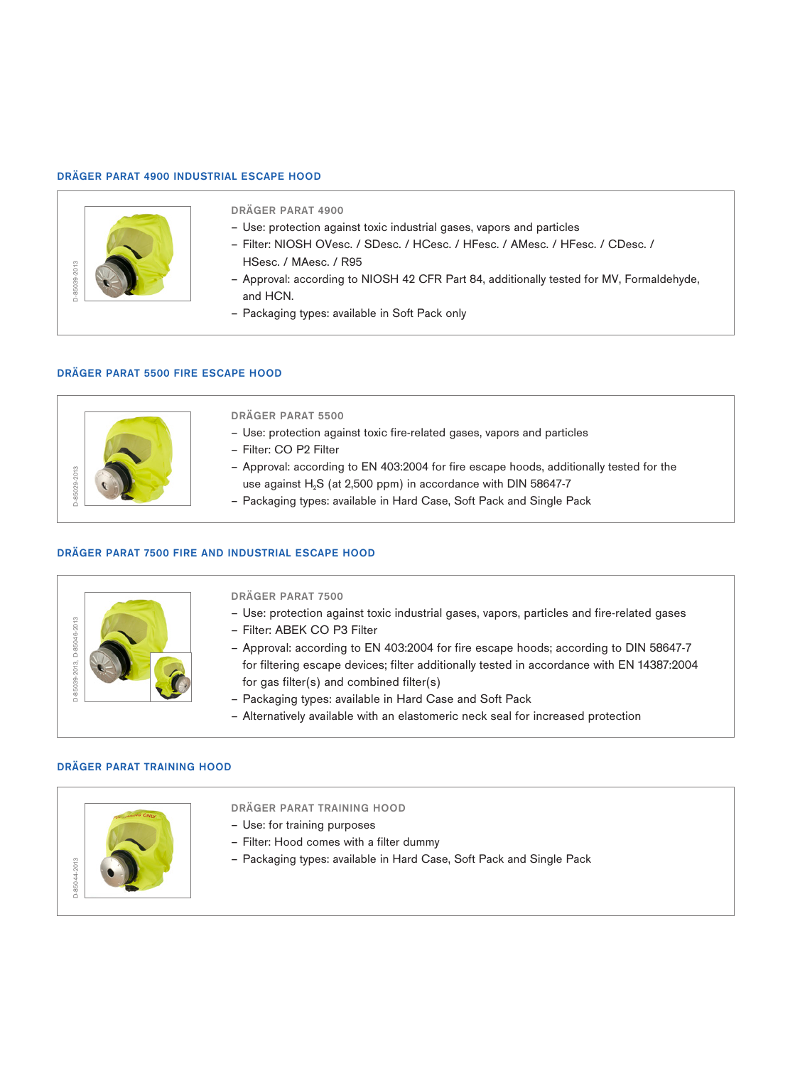## DRÄGER PARAT 4900 INDUSTRIAL ESCAPE HOOD

D-85039-2013

### DRÄGER PARAT 4900

- Use: protection against toxic industrial gases, vapors and particles
- Filter: NIOSH OVesc. / SDesc. / HCesc. / HFesc. / AMesc. / HFesc. / CDesc. / HSesc. / MAesc. / R95
- Approval: according to NIOSH 42 CFR Part 84, additionally tested for MV, Formaldehyde, and HCN.
- Packaging types: available in Soft Pack only

## DRÄGER PARAT 5500 FIRE ESCAPE HOOD

D-85029-2013

### DRÄGER PARAT 5500

- Use: protection against toxic fire-related gases, vapors and particles
- Filter: CO P2 Filter
- Approval: according to EN 403:2004 for fire escape hoods, additionally tested for the use against $H_2S$ (at 2,500 ppm) in accordance with DIN 58647-7
- Packaging types: available in Hard Case, Soft Pack and Single Pack

## DRÄGER PARAT 7500 FIRE AND INDUSTRIAL ESCAPE HOOD

D-85039-2013, D-85046-2013

### DRÄGER PARAT 7500

- Use: protection against toxic industrial gases, vapors, particles and fire-related gases
- Filter: ABEK CO P3 Filter
- Approval: according to EN 403:2004 for fire escape hoods; according to DIN 58647-7 for filtering escape devices; filter additionally tested in accordance with EN 14387:2004 for gas filter(s) and combined filter(s)
- Packaging types: available in Hard Case and Soft Pack
- Alternatively available with an elastomeric neck seal for increased protection

## DRÄGER PARAT TRAINING HOOD

D-85044-2013

### DRÄGER PARAT TRAINING HOOD

- Use: for training purposes
- Filter: Hood comes with a filter dummy
- Packaging types: available in Hard Case, Soft Pack and Single Pack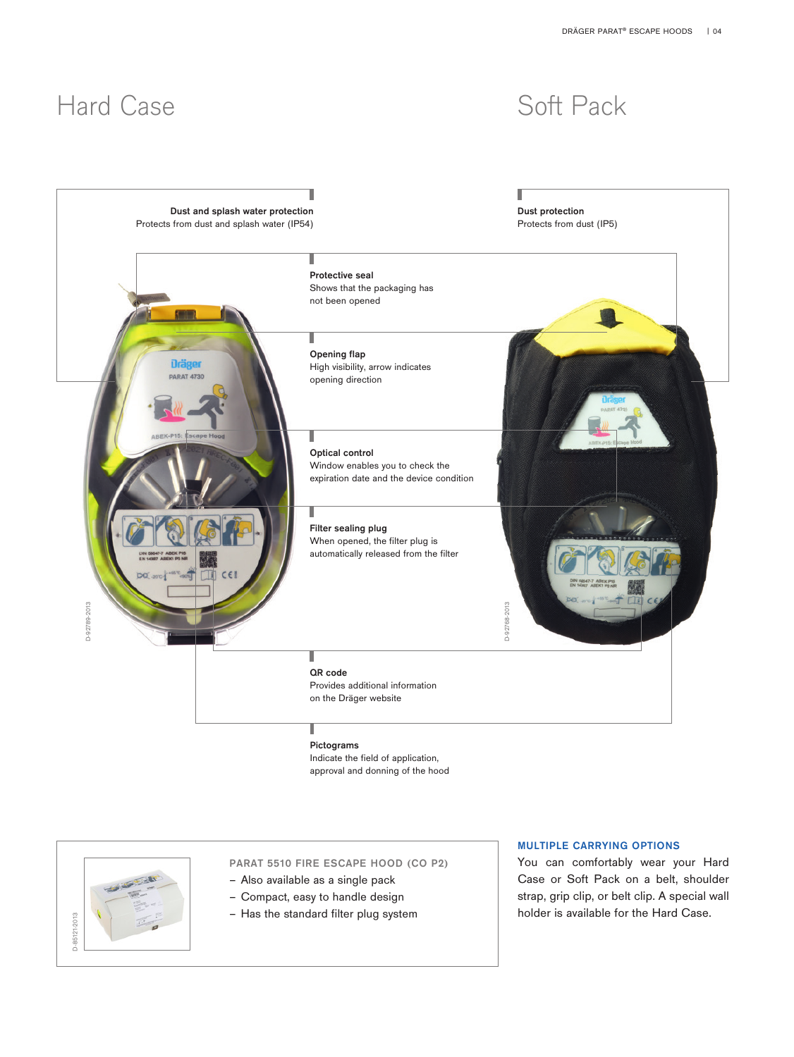# Hard Case

# Soft Pack

**Dust and splash water protection**
Protects from dust and splash water (IP54)

**Dust protection**
Protects from dust (IP5)

**Protective seal**
Shows that the packaging has not been opened

**Opening flap**
High visibility, arrow indicates opening direction

**Optical control**
Window enables you to check the expiration date and the device condition

**Filter sealing plug**
When opened, the filter plug is automatically released from the filter

**QR code**
Provides additional information on the Dräger website

**Pictograms**
Indicate the field of application, approval and donning of the hood

D-92789-2013

D-92768-2013

D-85121-2013

**PARAT 5510 FIRE ESCAPE HOOD (CO P2)**

- Also available as a single pack
- Compact, easy to handle design
- Has the standard filter plug system

## MULTIPLE CARRYING OPTIONS

You can comfortably wear your Hard Case or Soft Pack on a belt, shoulder strap, grip clip, or belt clip. A special wall holder is available for the Hard Case.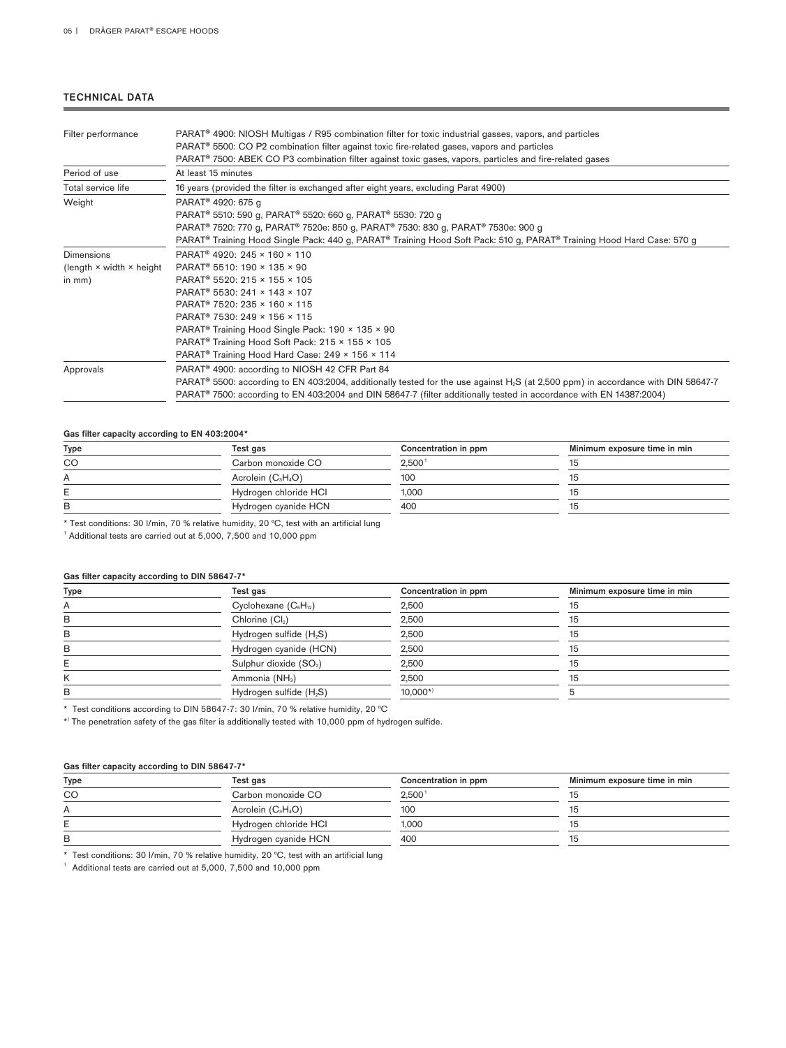## TECHNICAL DATA

| | |
|---|---|
| Filter performance | PARAT® 4900: NIOSH Multigas / R95 combination filter for toxic industrial gasses, vapors, and particles<br>PARAT® 5500: CO P2 combination filter against toxic fire-related gases, vapors and particles<br>PARAT® 7500: ABEK CO P3 combination filter against toxic gases, vapors, particles and fire-related gases |
| Period of use | At least 15 minutes |
| Total service life | 16 years (provided the filter is exchanged after eight years, excluding Parat 4900) |
| Weight | PARAT® 4920: 675 g<br>PARAT® 5510: 590 g, PARAT® 5520: 660 g, PARAT® 5530: 720 g<br>PARAT® 7520: 770 g, PARAT® 7520e: 850 g, PARAT® 7530: 830 g, PARAT® 7530e: 900 g<br>PARAT® Training Hood Single Pack: 440 g, PARAT® Training Hood Soft Pack: 510 g, PARAT® Training Hood Hard Case: 570 g |
| Dimensions (length × width × height in mm) | PARAT® 4920: 245 × 160 × 110<br>PARAT® 5510: 190 × 135 × 90<br>PARAT® 5520: 215 × 155 × 105<br>PARAT® 5530: 241 × 143 × 107<br>PARAT® 7520: 235 × 160 × 115<br>PARAT® 7530: 249 × 156 × 115<br>PARAT® Training Hood Single Pack: 190 × 135 × 90<br>PARAT® Training Hood Soft Pack: 215 × 155 × 105<br>PARAT® Training Hood Hard Case: 249 × 156 × 114 |
| Approvals | PARAT® 4900: according to NIOSH 42 CFR Part 84<br>PARAT® 5500: according to EN 403:2004, additionally tested for the use against $H_2S$ (at 2,500 ppm) in accordance with DIN 58647-7<br>PARAT® 7500: according to EN 403:2004 and DIN 58647-7 (filter additionally tested in accordance with EN 14387:2004) |

**Gas filter capacity according to EN 403:2004***

| Type | Test gas | Concentration in ppm | Minimum exposure time in min |
|---|---|---|---|
| CO | Carbon monoxide CO | 2,500[1] | 15 |
| A | Acrolein ($C_3H_4O$) | 100 | 15 |
| E | Hydrogen chloride HCl | 1,000 | 15 |
| B | Hydrogen cyanide HCN | 400 | 15 |

* Test conditions: 30 l/min, 70 % relative humidity, 20 °C, test with an artificial lung

[1] Additional tests are carried out at 5,000, 7,500 and 10,000 ppm

**Gas filter capacity according to DIN 58647-7***

| Type | Test gas | Concentration in ppm | Minimum exposure time in min |
|---|---|---|---|
| A | Cyclohexane ($C_6H_{12}$) | 2,500 | 15 |
| B | Chlorine ($Cl_2$) | 2,500 | 15 |
| B | Hydrogen sulfide ($H_2S$) | 2,500 | 15 |
| B | Hydrogen cyanide (HCN) | 2,500 | 15 |
| E | Sulphur dioxide ($SO_2$) | 2,500 | 15 |
| K | Ammonia ($NH_3$) | 2,500 | 15 |
| B | Hydrogen sulfide ($H_2S$) | 10,000*) | 5 |

* Test conditions according to DIN 58647-7: 30 l/min, 70 % relative humidity, 20 °C

*) The penetration safety of the gas filter is additionally tested with 10,000 ppm of hydrogen sulfide.

**Gas filter capacity according to DIN 58647-7***

| Type | Test gas | Concentration in ppm | Minimum exposure time in min |
|---|---|---|---|
| CO | Carbon monoxide CO | 2,500[1] | 15 |
| A | Acrolein ($C_3H_4O$) | 100 | 15 |
| E | Hydrogen chloride HCl | 1,000 | 15 |
| B | Hydrogen cyanide HCN | 400 | 15 |

* Test conditions: 30 l/min, 70 % relative humidity, 20 °C, test with an artificial lung

[1] Additional tests are carried out at 5,000, 7,500 and 10,000 ppm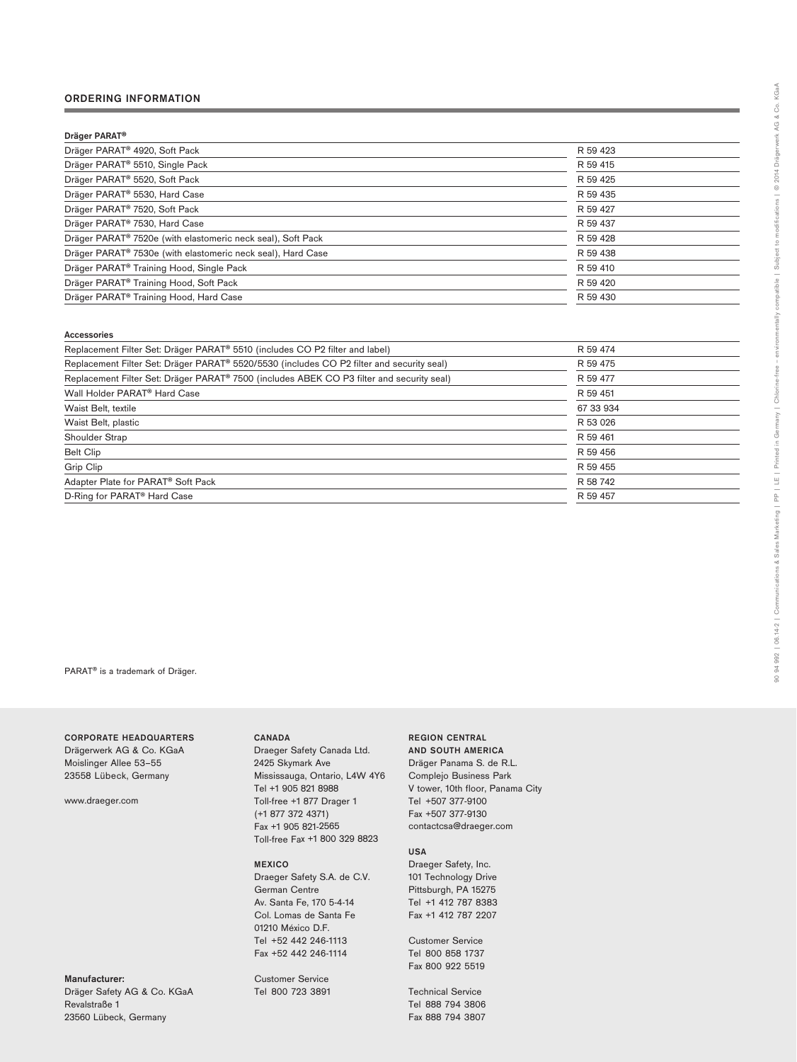## ORDERING INFORMATION

| Dräger PARAT® | |
|---|---|
| Dräger PARAT® 4920, Soft Pack | R 59 423 |
| Dräger PARAT® 5510, Single Pack | R 59 415 |
| Dräger PARAT® 5520, Soft Pack | R 59 425 |
| Dräger PARAT® 5530, Hard Case | R 59 435 |
| Dräger PARAT® 7520, Soft Pack | R 59 427 |
| Dräger PARAT® 7530, Hard Case | R 59 437 |
| Dräger PARAT® 7520e (with elastomeric neck seal), Soft Pack | R 59 428 |
| Dräger PARAT® 7530e (with elastomeric neck seal), Hard Case | R 59 438 |
| Dräger PARAT® Training Hood, Single Pack | R 59 410 |
| Dräger PARAT® Training Hood, Soft Pack | R 59 420 |
| Dräger PARAT® Training Hood, Hard Case | R 59 430 |

| Accessories | |
|---|---|
| Replacement Filter Set: Dräger PARAT® 5510 (includes CO P2 filter and label) | R 59 474 |
| Replacement Filter Set: Dräger PARAT® 5520/5530 (includes CO P2 filter and security seal) | R 59 475 |
| Replacement Filter Set: Dräger PARAT® 7500 (includes ABEK CO P3 filter and security seal) | R 59 477 |
| Wall Holder PARAT® Hard Case | R 59 451 |
| Waist Belt, textile | 67 33 934 |
| Waist Belt, plastic | R 53 026 |
| Shoulder Strap | R 59 461 |
| Belt Clip | R 59 456 |
| Grip Clip | R 59 455 |
| Adapter Plate for PARAT® Soft Pack | R 58 742 |
| D-Ring for PARAT® Hard Case | R 59 457 |

PARAT® is a trademark of Dräger.

**CORPORATE HEADQUARTERS**
Drägerwerk AG & Co. KGaA
Moislinger Allee 53–55
23558 Lübeck, Germany

www.draeger.com

**Manufacturer:**
Dräger Safety AG & Co. KGaA
Revalstraße 1
23560 Lübeck, Germany

**CANADA**
Draeger Safety Canada Ltd.
2425 Skymark Ave
Mississauga, Ontario, L4W 4Y6
Tel +1 905 821 8988
Toll-free +1 877 Drager 1
(+1 877 372 4371)
Fax +1 905 821-2565
Toll-free Fax +1 800 329 8823

**MEXICO**
Draeger Safety S.A. de C.V.
German Centre
Av. Santa Fe, 170 5-4-14
Col. Lomas de Santa Fe
01210 México D.F.
Tel +52 442 246-1113
Fax +52 442 246-1114

Customer Service
Tel 800 723 3891

**REGION CENTRAL AND SOUTH AMERICA**
Dräger Panama S. de R.L.
Complejo Business Park
V tower, 10th floor, Panama City
Tel +507 377-9100
Fax +507 377-9130
contactcsa@draeger.com

**USA**
Draeger Safety, Inc.
101 Technology Drive
Pittsburgh, PA 15275
Tel +1 412 787 8383
Fax +1 412 787 2207

Customer Service
Tel 800 858 1737
Fax 800 922 5519

Technical Service
Tel 888 794 3806
Fax 888 794 3807

90 94 992 | 06.14-2 | Communications & Sales Marketing | PP | LE | Printed in Germany | Chlorine-free – environmentally compatible | Subject to modifications | © 2014 Drägerwerk AG & Co. KGaA